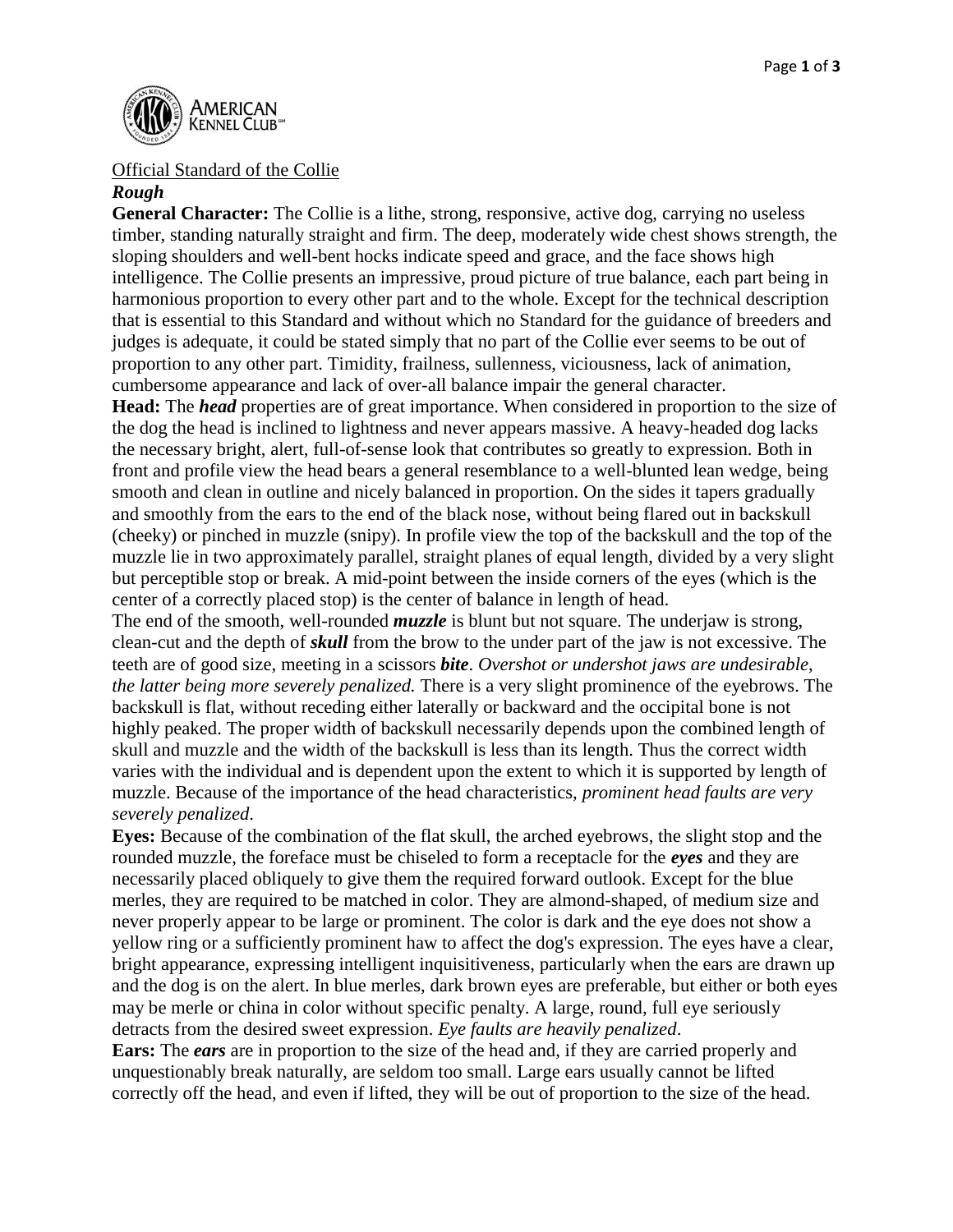American Kennel Club

Official Standard of the Collie

***Rough***

**General Character:** The Collie is a lithe, strong, responsive, active dog, carrying no useless timber, standing naturally straight and firm. The deep, moderately wide chest shows strength, the sloping shoulders and well-bent hocks indicate speed and grace, and the face shows high intelligence. The Collie presents an impressive, proud picture of true balance, each part being in harmonious proportion to every other part and to the whole. Except for the technical description that is essential to this Standard and without which no Standard for the guidance of breeders and judges is adequate, it could be stated simply that no part of the Collie ever seems to be out of proportion to any other part. Timidity, frailness, sullenness, viciousness, lack of animation, cumbersome appearance and lack of over-all balance impair the general character.

**Head:** The ***head*** properties are of great importance. When considered in proportion to the size of the dog the head is inclined to lightness and never appears massive. A heavy-headed dog lacks the necessary bright, alert, full-of-sense look that contributes so greatly to expression. Both in front and profile view the head bears a general resemblance to a well-blunted lean wedge, being smooth and clean in outline and nicely balanced in proportion. On the sides it tapers gradually and smoothly from the ears to the end of the black nose, without being flared out in backskull (cheeky) or pinched in muzzle (snipy). In profile view the top of the backskull and the top of the muzzle lie in two approximately parallel, straight planes of equal length, divided by a very slight but perceptible stop or break. A mid-point between the inside corners of the eyes (which is the center of a correctly placed stop) is the center of balance in length of head.

The end of the smooth, well-rounded ***muzzle*** is blunt but not square. The underjaw is strong, clean-cut and the depth of ***skull*** from the brow to the under part of the jaw is not excessive. The teeth are of good size, meeting in a scissors ***bite***. *Overshot or undershot jaws are undesirable, the latter being more severely penalized.* There is a very slight prominence of the eyebrows. The backskull is flat, without receding either laterally or backward and the occipital bone is not highly peaked. The proper width of backskull necessarily depends upon the combined length of skull and muzzle and the width of the backskull is less than its length. Thus the correct width varies with the individual and is dependent upon the extent to which it is supported by length of muzzle. Because of the importance of the head characteristics, *prominent head faults are very severely penalized*.

**Eyes:** Because of the combination of the flat skull, the arched eyebrows, the slight stop and the rounded muzzle, the foreface must be chiseled to form a receptacle for the ***eyes*** and they are necessarily placed obliquely to give them the required forward outlook. Except for the blue merles, they are required to be matched in color. They are almond-shaped, of medium size and never properly appear to be large or prominent. The color is dark and the eye does not show a yellow ring or a sufficiently prominent haw to affect the dog's expression. The eyes have a clear, bright appearance, expressing intelligent inquisitiveness, particularly when the ears are drawn up and the dog is on the alert. In blue merles, dark brown eyes are preferable, but either or both eyes may be merle or china in color without specific penalty. A large, round, full eye seriously detracts from the desired sweet expression. *Eye faults are heavily penalized*.

**Ears:** The ***ears*** are in proportion to the size of the head and, if they are carried properly and unquestionably break naturally, are seldom too small. Large ears usually cannot be lifted correctly off the head, and even if lifted, they will be out of proportion to the size of the head.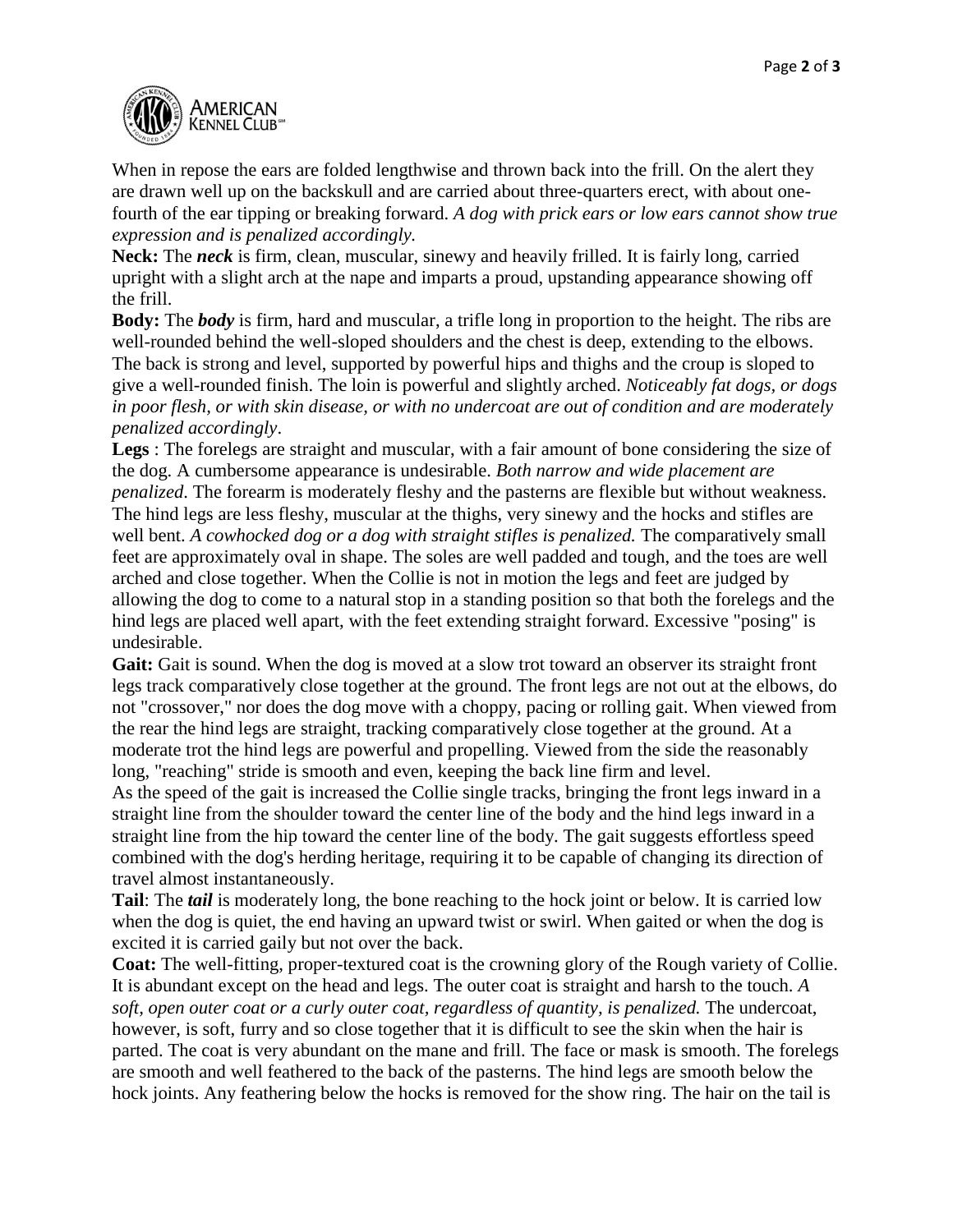When in repose the ears are folded lengthwise and thrown back into the frill. On the alert they are drawn well up on the backskull and are carried about three-quarters erect, with about one-fourth of the ear tipping or breaking forward. *A dog with prick ears or low ears cannot show true expression and is penalized accordingly.*

**Neck:** The ***neck*** is firm, clean, muscular, sinewy and heavily frilled. It is fairly long, carried upright with a slight arch at the nape and imparts a proud, upstanding appearance showing off the frill.

**Body:** The ***body*** is firm, hard and muscular, a trifle long in proportion to the height. The ribs are well-rounded behind the well-sloped shoulders and the chest is deep, extending to the elbows. The back is strong and level, supported by powerful hips and thighs and the croup is sloped to give a well-rounded finish. The loin is powerful and slightly arched. *Noticeably fat dogs, or dogs in poor flesh, or with skin disease, or with no undercoat are out of condition and are moderately penalized accordingly*.

**Legs** : The forelegs are straight and muscular, with a fair amount of bone considering the size of the dog. A cumbersome appearance is undesirable. *Both narrow and wide placement are penalized.* The forearm is moderately fleshy and the pasterns are flexible but without weakness. The hind legs are less fleshy, muscular at the thighs, very sinewy and the hocks and stifles are well bent. *A cowhocked dog or a dog with straight stifles is penalized.* The comparatively small feet are approximately oval in shape. The soles are well padded and tough, and the toes are well arched and close together. When the Collie is not in motion the legs and feet are judged by allowing the dog to come to a natural stop in a standing position so that both the forelegs and the hind legs are placed well apart, with the feet extending straight forward. Excessive "posing" is undesirable.

**Gait:** Gait is sound. When the dog is moved at a slow trot toward an observer its straight front legs track comparatively close together at the ground. The front legs are not out at the elbows, do not "crossover," nor does the dog move with a choppy, pacing or rolling gait. When viewed from the rear the hind legs are straight, tracking comparatively close together at the ground. At a moderate trot the hind legs are powerful and propelling. Viewed from the side the reasonably long, "reaching" stride is smooth and even, keeping the back line firm and level.

As the speed of the gait is increased the Collie single tracks, bringing the front legs inward in a straight line from the shoulder toward the center line of the body and the hind legs inward in a straight line from the hip toward the center line of the body. The gait suggests effortless speed combined with the dog's herding heritage, requiring it to be capable of changing its direction of travel almost instantaneously.

**Tail**: The ***tail*** is moderately long, the bone reaching to the hock joint or below. It is carried low when the dog is quiet, the end having an upward twist or swirl. When gaited or when the dog is excited it is carried gaily but not over the back.

**Coat:** The well-fitting, proper-textured coat is the crowning glory of the Rough variety of Collie. It is abundant except on the head and legs. The outer coat is straight and harsh to the touch. *A soft, open outer coat or a curly outer coat, regardless of quantity, is penalized.* The undercoat, however, is soft, furry and so close together that it is difficult to see the skin when the hair is parted. The coat is very abundant on the mane and frill. The face or mask is smooth. The forelegs are smooth and well feathered to the back of the pasterns. The hind legs are smooth below the hock joints. Any feathering below the hocks is removed for the show ring. The hair on the tail is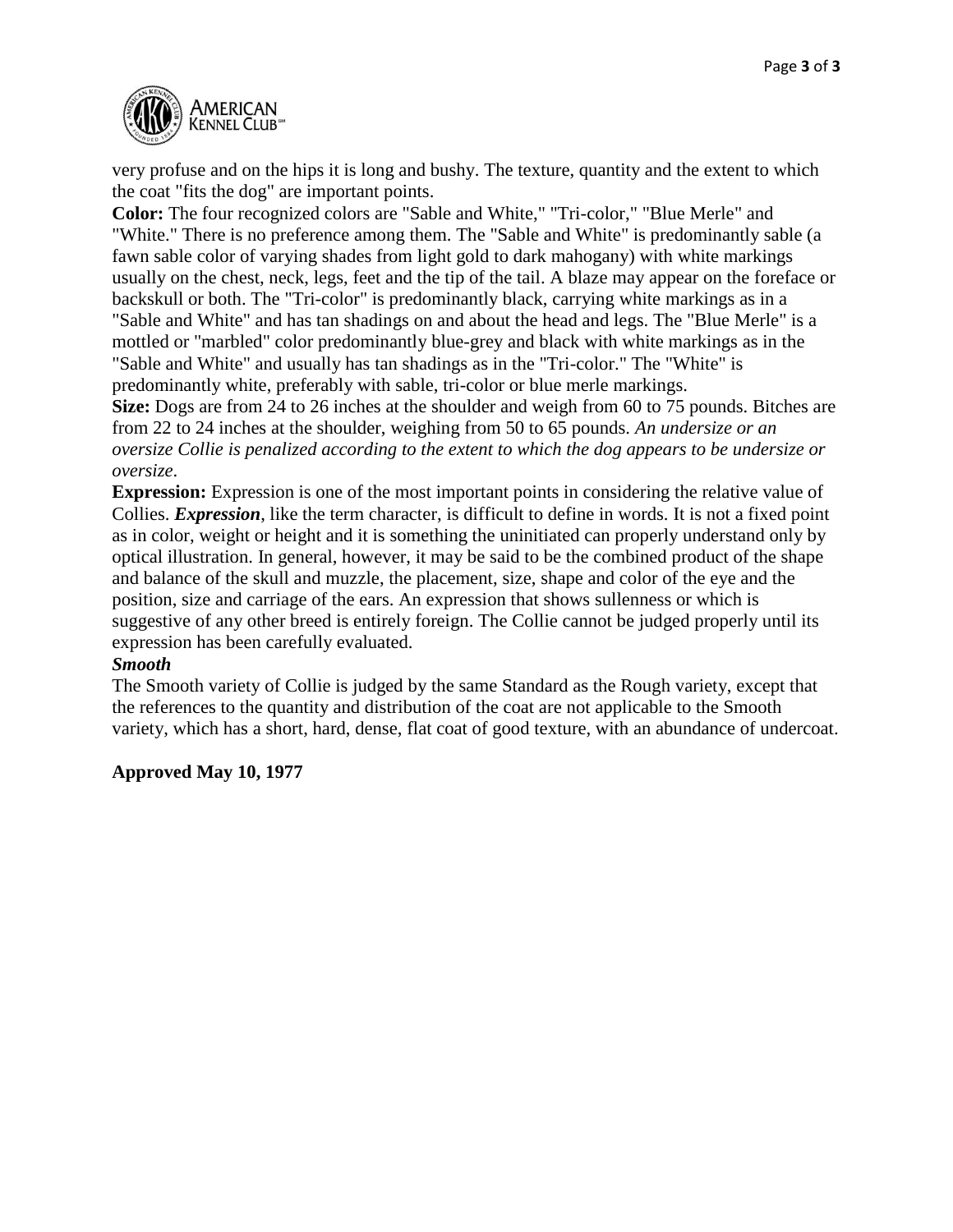very profuse and on the hips it is long and bushy. The texture, quantity and the extent to which the coat "fits the dog" are important points.

**Color:** The four recognized colors are "Sable and White," "Tri-color," "Blue Merle" and "White." There is no preference among them. The "Sable and White" is predominantly sable (a fawn sable color of varying shades from light gold to dark mahogany) with white markings usually on the chest, neck, legs, feet and the tip of the tail. A blaze may appear on the foreface or backskull or both. The "Tri-color" is predominantly black, carrying white markings as in a "Sable and White" and has tan shadings on and about the head and legs. The "Blue Merle" is a mottled or "marbled" color predominantly blue-grey and black with white markings as in the "Sable and White" and usually has tan shadings as in the "Tri-color." The "White" is predominantly white, preferably with sable, tri-color or blue merle markings.

**Size:** Dogs are from 24 to 26 inches at the shoulder and weigh from 60 to 75 pounds. Bitches are from 22 to 24 inches at the shoulder, weighing from 50 to 65 pounds. *An undersize or an oversize Collie is penalized according to the extent to which the dog appears to be undersize or oversize*.

**Expression:** Expression is one of the most important points in considering the relative value of Collies. ***Expression***, like the term character, is difficult to define in words. It is not a fixed point as in color, weight or height and it is something the uninitiated can properly understand only by optical illustration. In general, however, it may be said to be the combined product of the shape and balance of the skull and muzzle, the placement, size, shape and color of the eye and the position, size and carriage of the ears. An expression that shows sullenness or which is suggestive of any other breed is entirely foreign. The Collie cannot be judged properly until its expression has been carefully evaluated.

***Smooth***

The Smooth variety of Collie is judged by the same Standard as the Rough variety, except that the references to the quantity and distribution of the coat are not applicable to the Smooth variety, which has a short, hard, dense, flat coat of good texture, with an abundance of undercoat.

**Approved May 10, 1977**